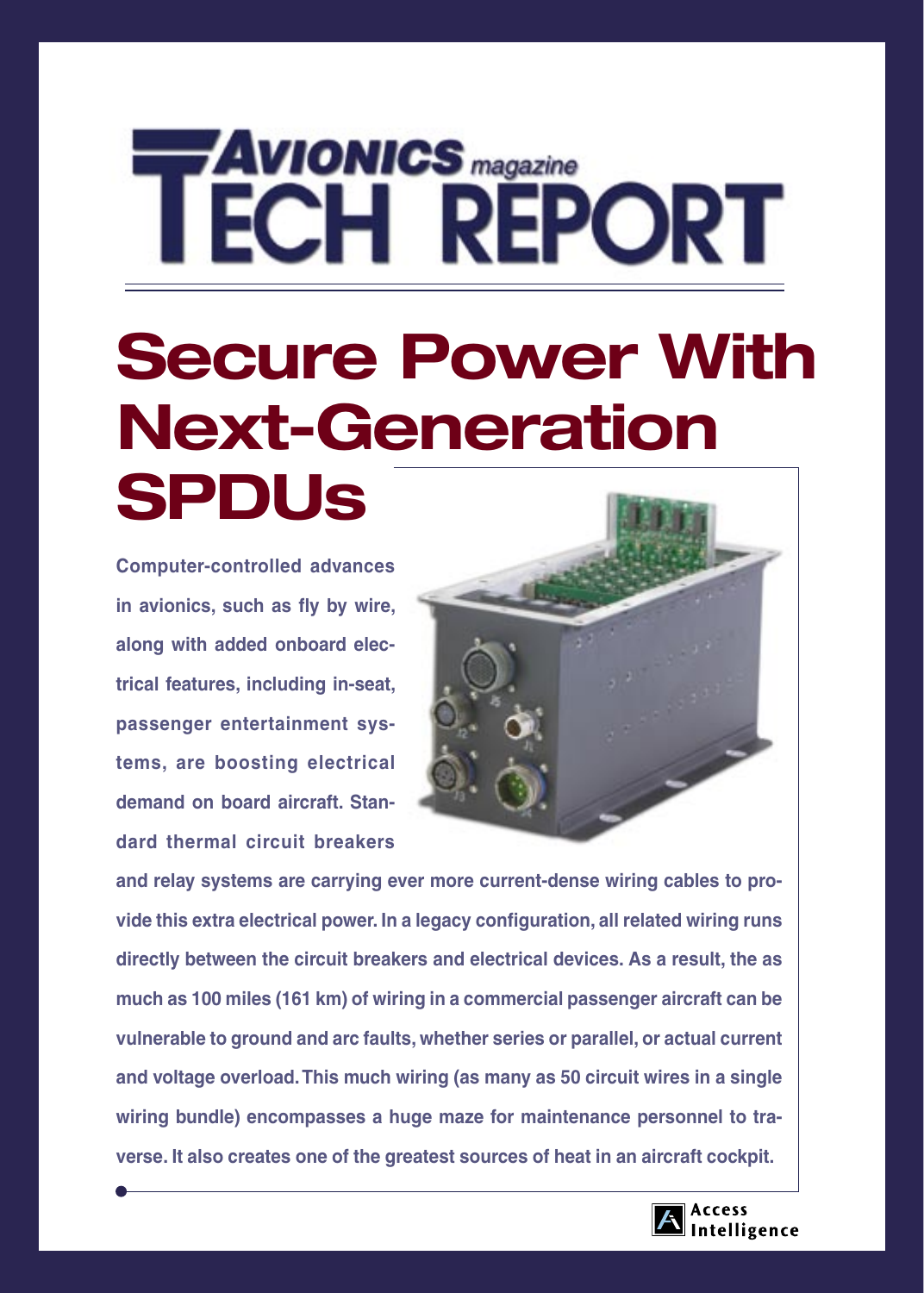# Avionics magazine TECH REPORT

# Secure Power With Next-Generation SPDUs

**Computer-controlled advances in avionics, such as fly by wire, along with added onboard electrical features, including in-seat, passenger entertainment systems, are boosting electrical demand on board aircraft. Standard thermal circuit breakers and relay systems are carrying ever more current-dense wiring cables to provide this extra electrical power. In a legacy configuration, all related wiring runs directly between the circuit breakers and electrical devices. As a result, the as much as 100 miles (161 km) of wiring in a commercial passenger aircraft can be vulnerable to ground and arc faults, whether series or parallel, or actual current and voltage overload. This much wiring (as many as 50 circuit wires in a single wiring bundle) encompasses a huge maze for maintenance personnel to traverse. It also creates one of the greatest sources of heat in an aircraft cockpit.**

Access Intelligence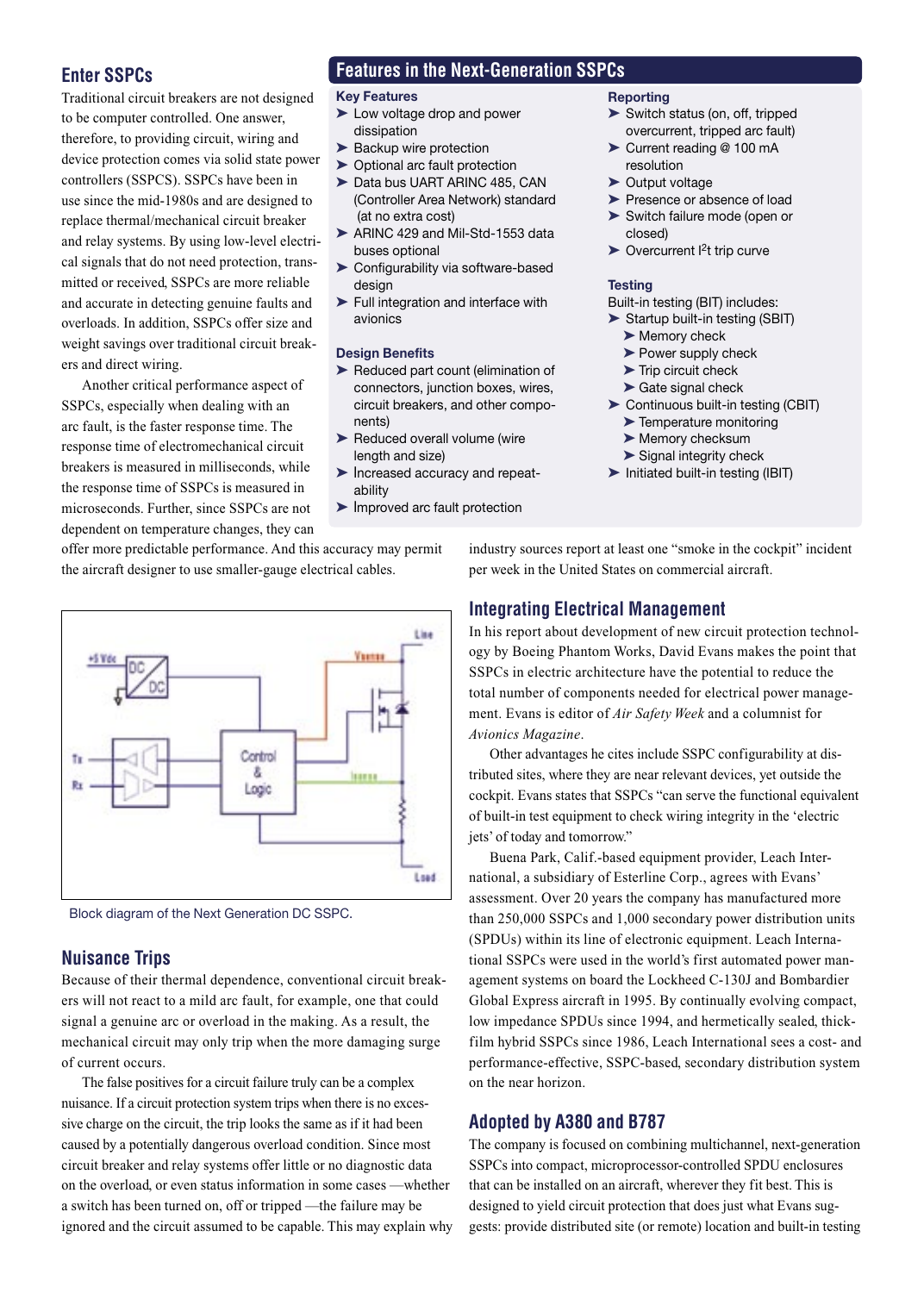## Enter SSPCs

Traditional circuit breakers are not designed to be computer controlled. One answer, therefore, to providing circuit, wiring and device protection comes via solid state power controllers (SSPCS). SSPCs have been in use since the mid-1980s and are designed to replace thermal/mechanical circuit breaker and relay systems. By using low-level electrical signals that do not need protection, transmitted or received, SSPCs are more reliable and accurate in detecting genuine faults and overloads. In addition, SSPCs offer size and weight savings over traditional circuit breakers and direct wiring.

Another critical performance aspect of SSPCs, especially when dealing with an arc fault, is the faster response time. The response time of electromechanical circuit breakers is measured in milliseconds, while the response time of SSPCs is measured in microseconds. Further, since SSPCs are not dependent on temperature changes, they can offer more predictable performance. And this accuracy may permit the aircraft designer to use smaller-gauge electrical cables.

## Features in the Next-Generation SSPCs

### Key Features

- Low voltage drop and power dissipation
- Backup wire protection
- Optional arc fault protection
- Data bus UART ARINC 485, CAN (Controller Area Network) standard (at no extra cost)
- ARINC 429 and Mil-Std-1553 data buses optional
- Configurability via software-based design
- Full integration and interface with avionics

### Design Benefits

- Reduced part count (elimination of connectors, junction boxes, wires, circuit breakers, and other components)
- Reduced overall volume (wire length and size)
- Increased accuracy and repeatability
- Improved arc fault protection

### Reporting

- Switch status (on, off, tripped overcurrent, tripped arc fault)
- Current reading @ 100 mA resolution
- Output voltage
- Presence or absence of load
- Switch failure mode (open or closed)
- Overcurrent $I^2t$ trip curve

### Testing

Built-in testing (BIT) includes:

- Startup built-in testing (SBIT)
  - Memory check
  - Power supply check
  - Trip circuit check
  - Gate signal check
- Continuous built-in testing (CBIT)
  - Temperature monitoring
  - Memory checksum
  - Signal integrity check
- Initiated built-in testing (IBIT)

Block diagram of the Next Generation DC SSPC.

## Nuisance Trips

Because of their thermal dependence, conventional circuit breakers will not react to a mild arc fault, for example, one that could signal a genuine arc or overload in the making. As a result, the mechanical circuit may only trip when the more damaging surge of current occurs.

The false positives for a circuit failure truly can be a complex nuisance. If a circuit protection system trips when there is no excessive charge on the circuit, the trip looks the same as if it had been caused by a potentially dangerous overload condition. Since most circuit breaker and relay systems offer little or no diagnostic data on the overload, or even status information in some cases —whether a switch has been turned on, off or tripped —the failure may be ignored and the circuit assumed to be capable. This may explain why industry sources report at least one "smoke in the cockpit" incident per week in the United States on commercial aircraft.

## Integrating Electrical Management

In his report about development of new circuit protection technology by Boeing Phantom Works, David Evans makes the point that SSPCs in electric architecture have the potential to reduce the total number of components needed for electrical power management. Evans is editor of *Air Safety Week* and a columnist for *Avionics Magazine*.

Other advantages he cites include SSPC configurability at distributed sites, where they are near relevant devices, yet outside the cockpit. Evans states that SSPCs "can serve the functional equivalent of built-in test equipment to check wiring integrity in the 'electric jets' of today and tomorrow."

Buena Park, Calif.-based equipment provider, Leach International, a subsidiary of Esterline Corp., agrees with Evans' assessment. Over 20 years the company has manufactured more than 250,000 SSPCs and 1,000 secondary power distribution units (SPDUs) within its line of electronic equipment. Leach International SSPCs were used in the world's first automated power management systems on board the Lockheed C-130J and Bombardier Global Express aircraft in 1995. By continually evolving compact, low impedance SPDUs since 1994, and hermetically sealed, thick-film hybrid SSPCs since 1986, Leach International sees a cost- and performance-effective, SSPC-based, secondary distribution system on the near horizon.

## Adopted by A380 and B787

The company is focused on combining multichannel, next-generation SSPCs into compact, microprocessor-controlled SPDU enclosures that can be installed on an aircraft, wherever they fit best. This is designed to yield circuit protection that does just what Evans suggests: provide distributed site (or remote) location and built-in testing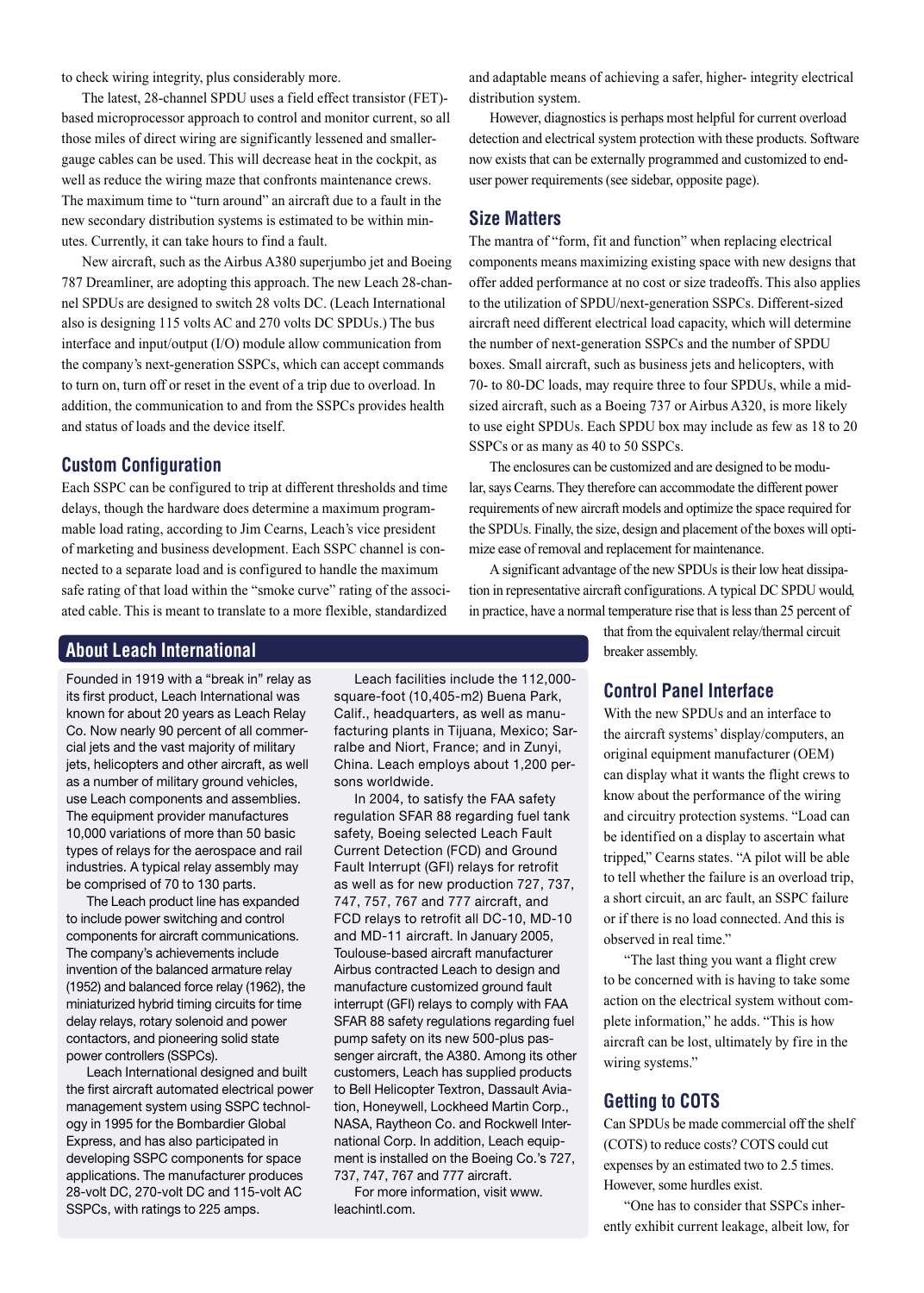to check wiring integrity, plus considerably more.

The latest, 28-channel SPDU uses a field effect transistor (FET)-based microprocessor approach to control and monitor current, so all those miles of direct wiring are significantly lessened and smaller-gauge cables can be used. This will decrease heat in the cockpit, as well as reduce the wiring maze that confronts maintenance crews. The maximum time to "turn around" an aircraft due to a fault in the new secondary distribution systems is estimated to be within minutes. Currently, it can take hours to find a fault.

New aircraft, such as the Airbus A380 superjumbo jet and Boeing 787 Dreamliner, are adopting this approach. The new Leach 28-channel SPDUs are designed to switch 28 volts DC. (Leach International also is designing 115 volts AC and 270 volts DC SPDUs.) The bus interface and input/output (I/O) module allow communication from the company's next-generation SSPCs, which can accept commands to turn on, turn off or reset in the event of a trip due to overload. In addition, the communication to and from the SSPCs provides health and status of loads and the device itself.

## Custom Configuration

Each SSPC can be configured to trip at different thresholds and time delays, though the hardware does determine a maximum programmable load rating, according to Jim Cearns, Leach's vice president of marketing and business development. Each SSPC channel is connected to a separate load and is configured to handle the maximum safe rating of that load within the "smoke curve" rating of the associated cable. This is meant to translate to a more flexible, standardized and adaptable means of achieving a safer, higher- integrity electrical distribution system.

However, diagnostics is perhaps most helpful for current overload detection and electrical system protection with these products. Software now exists that can be externally programmed and customized to end-user power requirements (see sidebar, opposite page).

## Size Matters

The mantra of "form, fit and function" when replacing electrical components means maximizing existing space with new designs that offer added performance at no cost or size tradeoffs. This also applies to the utilization of SPDU/next-generation SSPCs. Different-sized aircraft need different electrical load capacity, which will determine the number of next-generation SSPCs and the number of SPDU boxes. Small aircraft, such as business jets and helicopters, with 70- to 80-DC loads, may require three to four SPDUs, while a mid-sized aircraft, such as a Boeing 737 or Airbus A320, is more likely to use eight SPDUs. Each SPDU box may include as few as 18 to 20 SSPCs or as many as 40 to 50 SSPCs.

The enclosures can be customized and are designed to be modular, says Cearns. They therefore can accommodate the different power requirements of new aircraft models and optimize the space required for the SPDUs. Finally, the size, design and placement of the boxes will optimize ease of removal and replacement for maintenance.

A significant advantage of the new SPDUs is their low heat dissipation in representative aircraft configurations. A typical DC SPDU would, in practice, have a normal temperature rise that is less than 25 percent of that from the equivalent relay/thermal circuit breaker assembly.

## Control Panel Interface

With the new SPDUs and an interface to the aircraft systems' display/computers, an original equipment manufacturer (OEM) can display what it wants the flight crews to know about the performance of the wiring and circuitry protection systems. "Load can be identified on a display to ascertain what tripped," Cearns states. "A pilot will be able to tell whether the failure is an overload trip, a short circuit, an arc fault, an SSPC failure or if there is no load connected. And this is observed in real time."

"The last thing you want a flight crew to be concerned with is having to take some action on the electrical system without complete information," he adds. "This is how aircraft can be lost, ultimately by fire in the wiring systems."

## Getting to COTS

Can SPDUs be made commercial off the shelf (COTS) to reduce costs? COTS could cut expenses by an estimated two to 2.5 times. However, some hurdles exist.

"One has to consider that SSPCs inherently exhibit current leakage, albeit low, for

## About Leach International

Founded in 1919 with a "break in" relay as its first product, Leach International was known for about 20 years as Leach Relay Co. Now nearly 90 percent of all commercial jets and the vast majority of military jets, helicopters and other aircraft, as well as a number of military ground vehicles, use Leach components and assemblies. The equipment provider manufactures 10,000 variations of more than 50 basic types of relays for the aerospace and rail industries. A typical relay assembly may be comprised of 70 to 130 parts.

The Leach product line has expanded to include power switching and control components for aircraft communications. The company's achievements include invention of the balanced armature relay (1952) and balanced force relay (1962), the miniaturized hybrid timing circuits for time delay relays, rotary solenoid and power contactors, and pioneering solid state power controllers (SSPCs).

Leach International designed and built the first aircraft automated electrical power management system using SSPC technology in 1995 for the Bombardier Global Express, and has also participated in developing SSPC components for space applications. The manufacturer produces 28-volt DC, 270-volt DC and 115-volt AC SSPCs, with ratings to 225 amps.

Leach facilities include the 112,000-square-foot (10,405-m2) Buena Park, Calif., headquarters, as well as manufacturing plants in Tijuana, Mexico; Sarralbe and Niort, France; and in Zunyi, China. Leach employs about 1,200 persons worldwide.

In 2004, to satisfy the FAA safety regulation SFAR 88 regarding fuel tank safety, Boeing selected Leach Fault Current Detection (FCD) and Ground Fault Interrupt (GFI) relays for retrofit as well as for new production 727, 737, 747, 757, 767 and 777 aircraft, and FCD relays to retrofit all DC-10, MD-10 and MD-11 aircraft. In January 2005, Toulouse-based aircraft manufacturer Airbus contracted Leach to design and manufacture customized ground fault interrupt (GFI) relays to comply with FAA SFAR 88 safety regulations regarding fuel pump safety on its new 500-plus passenger aircraft, the A380. Among its other customers, Leach has supplied products to Bell Helicopter Textron, Dassault Aviation, Honeywell, Lockheed Martin Corp., NASA, Raytheon Co. and Rockwell International Corp. In addition, Leach equipment is installed on the Boeing Co.'s 727, 737, 747, 767 and 777 aircraft.

For more information, visit www.leachintl.com.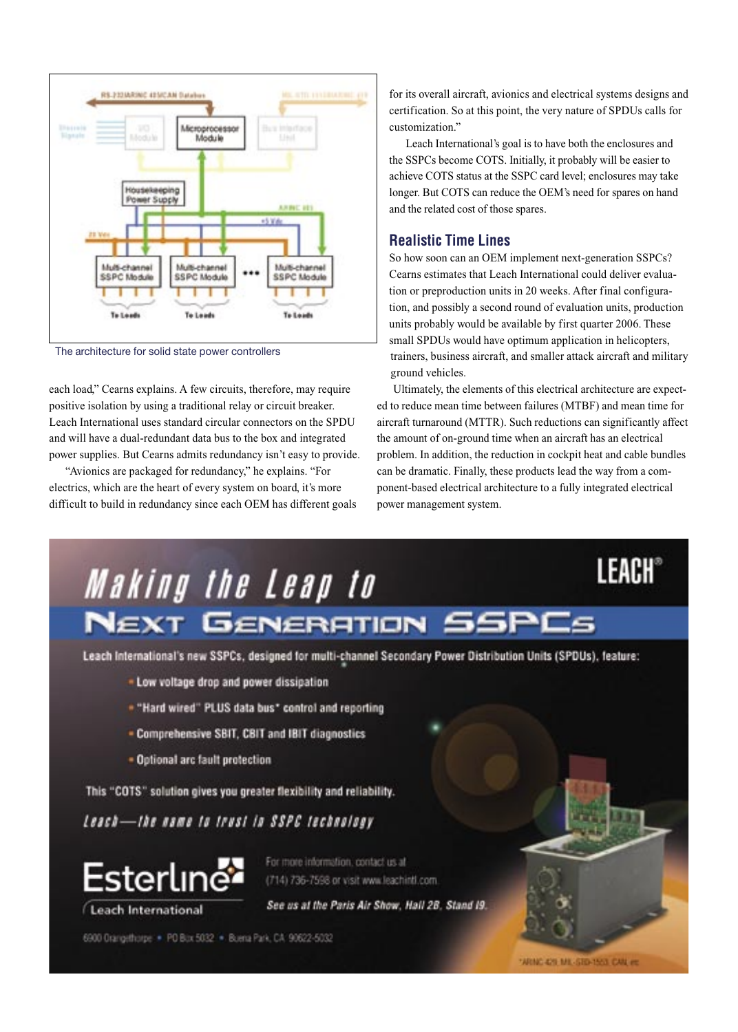RS-232/ARINC 429/CAN Databus

MIL-STD-1553/ARINC 429

Discrete Signals

I/O Module

Microprocessor Module

Bus Interface Unit

Housekeeping Power Supply

ARINC 485

+5 Vdc

28 Vdc

Multi-channel SSPC Module

Multi-channel SSPC Module

•••

Multi-channel SSPC Module

To Loads

To Loads

To Loads

The architecture for solid state power controllers

each load," Cearns explains. A few circuits, therefore, may require positive isolation by using a traditional relay or circuit breaker. Leach International uses standard circular connectors on the SPDU and will have a dual-redundant data bus to the box and integrated power supplies. But Cearns admits redundancy isn't easy to provide.

"Avionics are packaged for redundancy," he explains. "For electrics, which are the heart of every system on board, it's more difficult to build in redundancy since each OEM has different goals for its overall aircraft, avionics and electrical systems designs and certification. So at this point, the very nature of SPDUs calls for customization."

Leach International's goal is to have both the enclosures and the SSPCs become COTS. Initially, it probably will be easier to achieve COTS status at the SSPC card level; enclosures may take longer. But COTS can reduce the OEM's need for spares on hand and the related cost of those spares.

## Realistic Time Lines

So how soon can an OEM implement next-generation SSPCs? Cearns estimates that Leach International could deliver evaluation or preproduction units in 20 weeks. After final configuration, and possibly a second round of evaluation units, production units probably would be available by first quarter 2006. These small SPDUs would have optimum application in helicopters, trainers, business aircraft, and smaller attack aircraft and military ground vehicles.

Ultimately, the elements of this electrical architecture are expected to reduce mean time between failures (MTBF) and mean time for aircraft turnaround (MTTR). Such reductions can significantly affect the amount of on-ground time when an aircraft has an electrical problem. In addition, the reduction in cockpit heat and cable bundles can be dramatic. Finally, these products lead the way from a component-based electrical architecture to a fully integrated electrical power management system.

# Making the Leap to NEXT GENERATION SSPCs

LEACH®

Leach International's new SSPCs, designed for multi-channel Secondary Power Distribution Units (SPDUs), feature:

- Low voltage drop and power dissipation
- "Hard wired" PLUS data bus* control and reporting
- Comprehensive SBIT, CBIT and IBIT diagnostics
- Optional arc fault protection

This "COTS" solution gives you greater flexibility and reliability.

*Leach—the name to trust in SSPC technology*

Esterline | Leach International

For more information, contact us at (714) 736-7598 or visit www.leachintl.com

*See us at the Paris Air Show, Hall 2B, Stand I9.*

6900 Orangethorpe • PO Box 5032 • Buena Park, CA 90622-5032

*ARINC 429, MIL-STD-1553, CAN, etc.